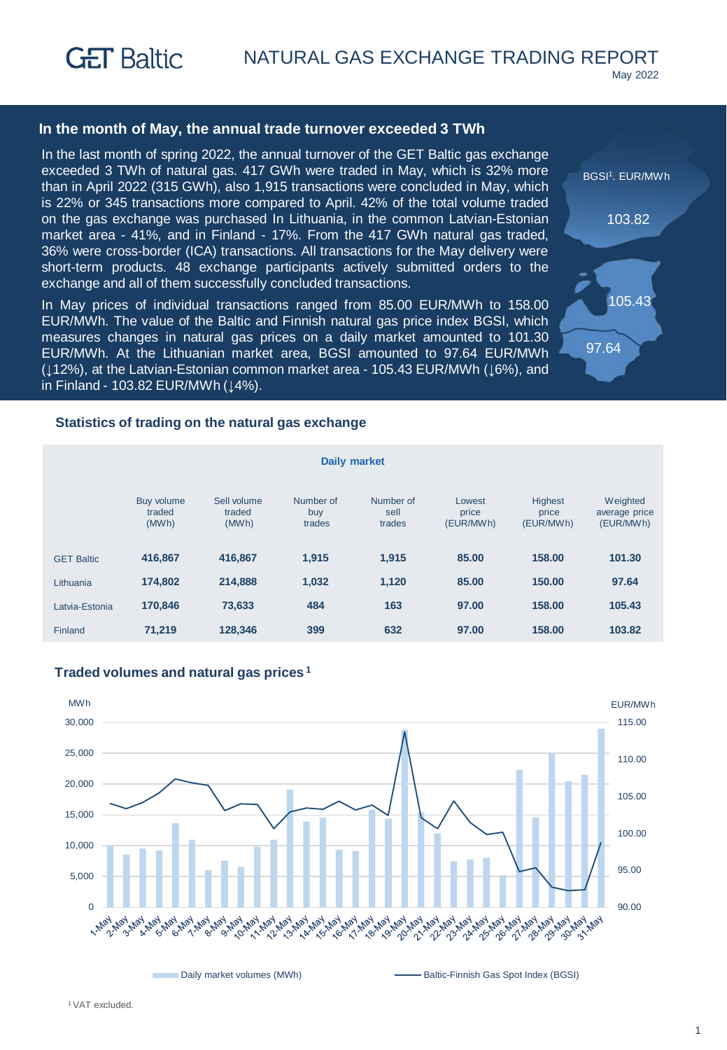# GET Baltic

## NATURAL GAS EXCHANGE TRADING REPORT

May 2022

### In the month of May, the annual trade turnover exceeded 3 TWh

In the last month of spring 2022, the annual turnover of the GET Baltic gas exchange exceeded 3 TWh of natural gas. 417 GWh were traded in May, which is 32% more than in April 2022 (315 GWh), also 1,915 transactions were concluded in May, which is 22% or 345 transactions more compared to April. 42% of the total volume traded on the gas exchange was purchased In Lithuania, in the common Latvian-Estonian market area - 41%, and in Finland - 17%. From the 417 GWh natural gas traded, 36% were cross-border (ICA) transactions. All transactions for the May delivery were short-term products. 48 exchange participants actively submitted orders to the exchange and all of them successfully concluded transactions.

In May prices of individual transactions ranged from 85.00 EUR/MWh to 158.00 EUR/MWh. The value of the Baltic and Finnish natural gas price index BGSI, which measures changes in natural gas prices on a daily market amounted to 101.30 EUR/MWh. At the Lithuanian market area, BGSI amounted to 97.64 EUR/MWh (↓12%), at the Latvian-Estonian common market area - 105.43 EUR/MWh (↓6%), and in Finland - 103.82 EUR/MWh (↓4%).

BGSI[1]. EUR/MWh

- 103.82
- 105.43
- 97.64

### Statistics of trading on the natural gas exchange

| Daily market | | | | | | | |
|---|---|---|---|---|---|---|---|
| | Buy volume traded (MWh) | Sell volume traded (MWh) | Number of buy trades | Number of sell trades | Lowest price (EUR/MWh) | Highest price (EUR/MWh) | Weighted average price (EUR/MWh) |
| GET Baltic | 416,867 | 416,867 | 1,915 | 1,915 | 85.00 | 158.00 | 101.30 |
| Lithuania | 174,802 | 214,888 | 1,032 | 1,120 | 85.00 | 150.00 | 97.64 |
| Latvia-Estonia | 170,846 | 73,633 | 484 | 163 | 97.00 | 158.00 | 105.43 |
| Finland | 71,219 | 128,346 | 399 | 632 | 97.00 | 158.00 | 103.82 |

### Traded volumes and natural gas prices[1]

Daily market volumes (MWh) — Baltic-Finnish Gas Spot Index (BGSI)

[1] VAT excluded.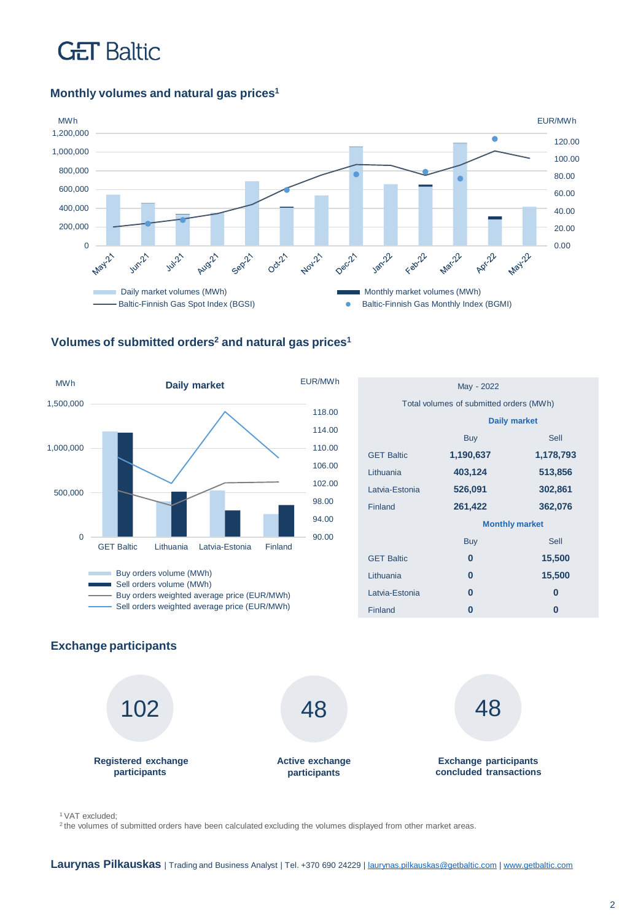## Monthly volumes and natural gas prices[1]

MWh

1,200,000
1,000,000
800,000
600,000
400,000
200,000
0

EUR/MWh

120.00
100.00
80.00
60.00
40.00
20.00
0.00

May-21, Jun-21, Jul-21, Aug-21, Sep-21, Oct-21, Nov-21, Dec-21, Jan-22, Feb-22, Mar-22, Apr-22, May-22

Daily market volumes (MWh)
Monthly market volumes (MWh)
Baltic-Finnish Gas Spot Index (BGSI)
Baltic-Finnish Gas Monthly Index (BGMI)

## Volumes of submitted orders[2] and natural gas prices[1]

Daily market

MWh

1,500,000
1,000,000
500,000
0

EUR/MWh

118.00
114.00
110.00
106.00
102.00
98.00
94.00
90.00

GET Baltic, Lithuania, Latvia-Estonia, Finland

Buy orders volume (MWh)
Sell orders volume (MWh)
Buy orders weighted average price (EUR/MWh)
Sell orders weighted average price (EUR/MWh)

| May - 2022 | | |
|---|---|---|
| Total volumes of submitted orders (MWh) | | |
| | **Daily market** | |
| | Buy | Sell |
| GET Baltic | **1,190,637** | **1,178,793** |
| Lithuania | **403,124** | **513,856** |
| Latvia-Estonia | **526,091** | **302,861** |
| Finland | **261,422** | **362,076** |
| | **Monthly market** | |
| | Buy | Sell |
| GET Baltic | **0** | **15,500** |
| Lithuania | **0** | **15,500** |
| Latvia-Estonia | **0** | **0** |
| Finland | **0** | **0** |

## Exchange participants

102
**Registered exchange participants**

48
**Active exchange participants**

48
**Exchange participants concluded transactions**

[1] VAT excluded;
[2] the volumes of submitted orders have been calculated excluding the volumes displayed from other market areas.

**Laurynas Pilkauskas** | Trading and Business Analyst | Tel. +370 690 24229 | laurynas.pilkauskas@getbaltic.com | www.getbaltic.com